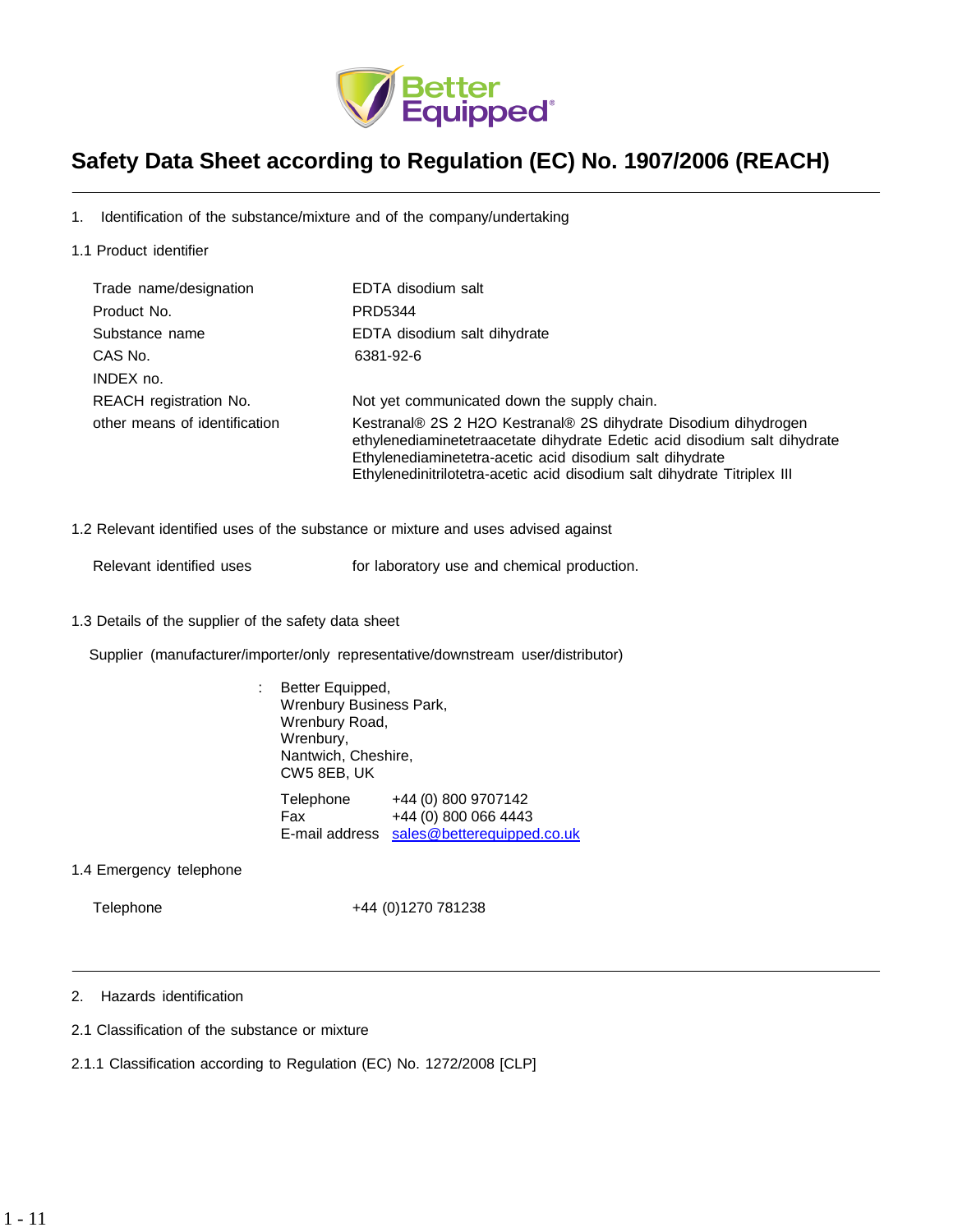# Safety Data Sheet according to Regulation (EC) No. 1907/2006 (REACH)

## 1. Identification of the substance/mixture and of the company/undertaking

### 1.1 Product identifier

| | |
|---|---|
| Trade name/designation | EDTA disodium salt |
| Product No. | PRD5344 |
| Substance name | EDTA disodium salt dihydrate |
| CAS No. | 6381-92-6 |
| INDEX no. | |
| REACH registration No. | Not yet communicated down the supply chain. |
| other means of identification | Kestranal® 2S 2 H2O Kestranal® 2S dihydrate Disodium dihydrogen ethylenediaminetetraacetate dihydrate Edetic acid disodium salt dihydrate Ethylenediaminetetra-acetic acid disodium salt dihydrate Ethylenedinitrilotetra-acetic acid disodium salt dihydrate Titriplex III |

### 1.2 Relevant identified uses of the substance or mixture and uses advised against

| | |
|---|---|
| Relevant identified uses | for laboratory use and chemical production. |

### 1.3 Details of the supplier of the safety data sheet

Supplier (manufacturer/importer/only representative/downstream user/distributor)

: Better Equipped,
Wrenbury Business Park,
Wrenbury Road,
Wrenbury,
Nantwich, Cheshire,
CW5 8EB, UK

| | |
|---|---|
| Telephone | +44 (0) 800 9707142 |
| Fax | +44 (0) 800 066 4443 |
| E-mail address | sales@betterequipped.co.uk |

### 1.4 Emergency telephone

| | |
|---|---|
| Telephone | +44 (0)1270 781238 |

## 2. Hazards identification

### 2.1 Classification of the substance or mixture

#### 2.1.1 Classification according to Regulation (EC) No. 1272/2008 [CLP]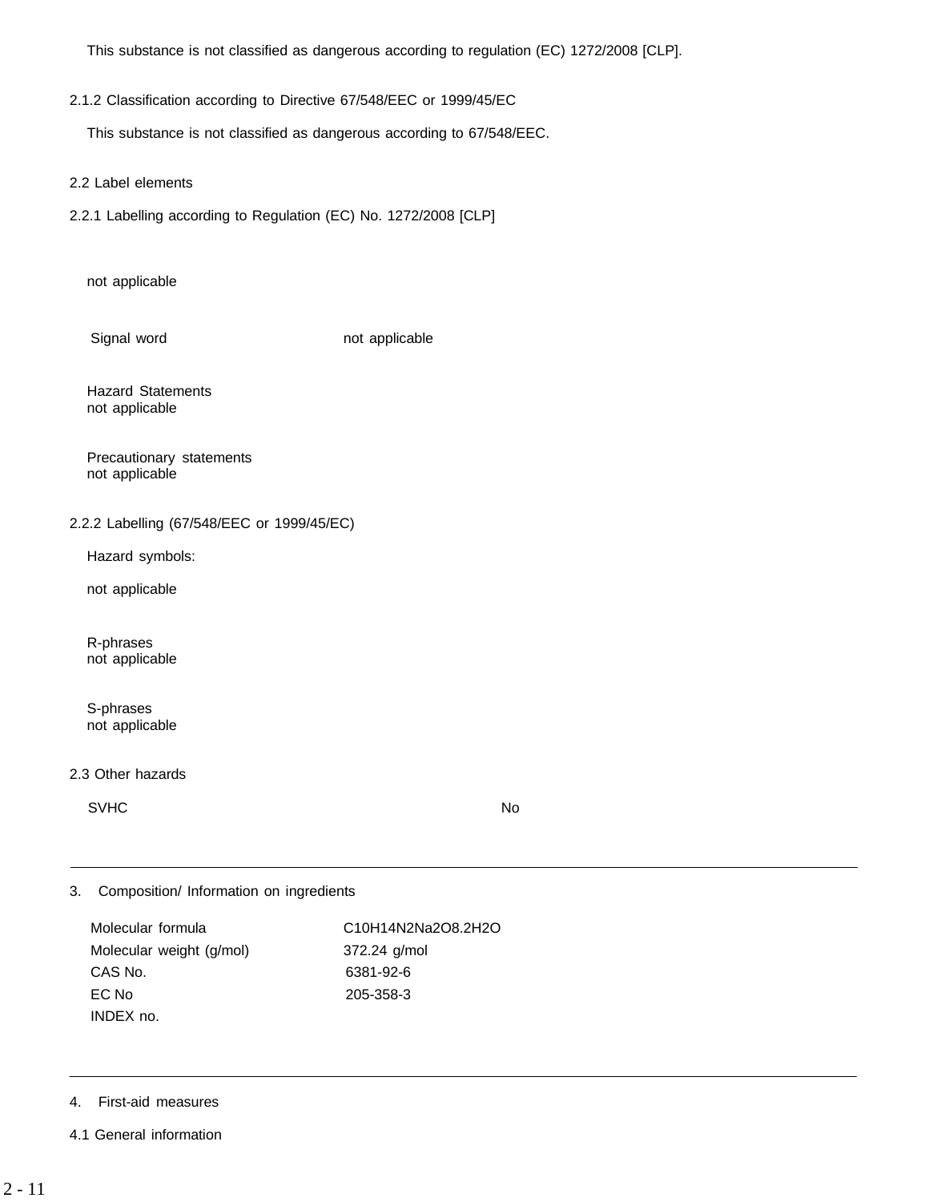This substance is not classified as dangerous according to regulation (EC) 1272/2008 [CLP].

### 2.1.2 Classification according to Directive 67/548/EEC or 1999/45/EC

This substance is not classified as dangerous according to 67/548/EEC.

## 2.2 Label elements

### 2.2.1 Labelling according to Regulation (EC) No. 1272/2008 [CLP]

not applicable

Signal word not applicable

Hazard Statements
not applicable

Precautionary statements
not applicable

### 2.2.2 Labelling (67/548/EEC or 1999/45/EC)

Hazard symbols:

not applicable

R-phrases
not applicable

S-phrases
not applicable

## 2.3 Other hazards

SVHC No

# 3. Composition/ Information on ingredients

| | |
|---|---|
| Molecular formula | $C_{10}H_{14}N_2Na_2O_8 \cdot 2H_2O$ |
| Molecular weight (g/mol) | 372.24 g/mol |
| CAS No. | 6381-92-6 |
| EC No | 205-358-3 |
| INDEX no. | |

# 4. First-aid measures

## 4.1 General information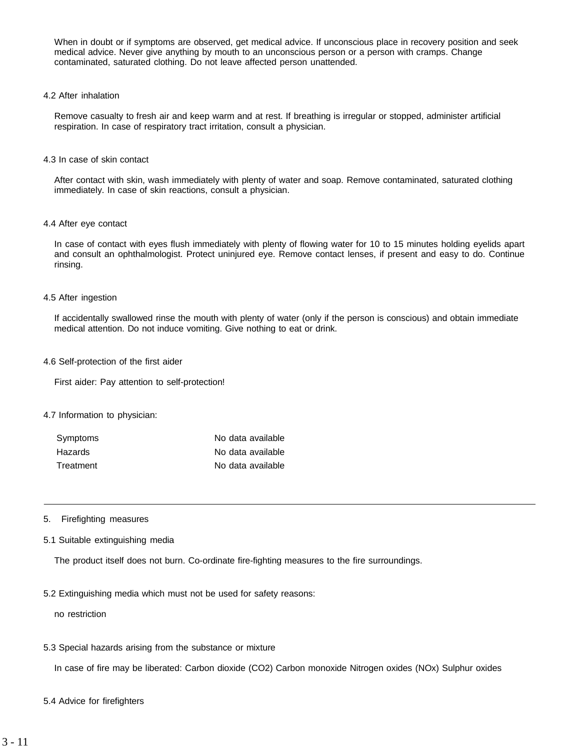When in doubt or if symptoms are observed, get medical advice. If unconscious place in recovery position and seek medical advice. Never give anything by mouth to an unconscious person or a person with cramps. Change contaminated, saturated clothing. Do not leave affected person unattended.

### 4.2 After inhalation

Remove casualty to fresh air and keep warm and at rest. If breathing is irregular or stopped, administer artificial respiration. In case of respiratory tract irritation, consult a physician.

### 4.3 In case of skin contact

After contact with skin, wash immediately with plenty of water and soap. Remove contaminated, saturated clothing immediately. In case of skin reactions, consult a physician.

### 4.4 After eye contact

In case of contact with eyes flush immediately with plenty of flowing water for 10 to 15 minutes holding eyelids apart and consult an ophthalmologist. Protect uninjured eye. Remove contact lenses, if present and easy to do. Continue rinsing.

### 4.5 After ingestion

If accidentally swallowed rinse the mouth with plenty of water (only if the person is conscious) and obtain immediate medical attention. Do not induce vomiting. Give nothing to eat or drink.

### 4.6 Self-protection of the first aider

First aider: Pay attention to self-protection!

### 4.7 Information to physician:

| | |
|---|---|
| Symptoms | No data available |
| Hazards | No data available |
| Treatment | No data available |

---

## 5. Firefighting measures

### 5.1 Suitable extinguishing media

The product itself does not burn. Co-ordinate fire-fighting measures to the fire surroundings.

### 5.2 Extinguishing media which must not be used for safety reasons:

no restriction

### 5.3 Special hazards arising from the substance or mixture

In case of fire may be liberated: Carbon dioxide ($CO_2$) Carbon monoxide Nitrogen oxides ($NO_x$) Sulphur oxides

### 5.4 Advice for firefighters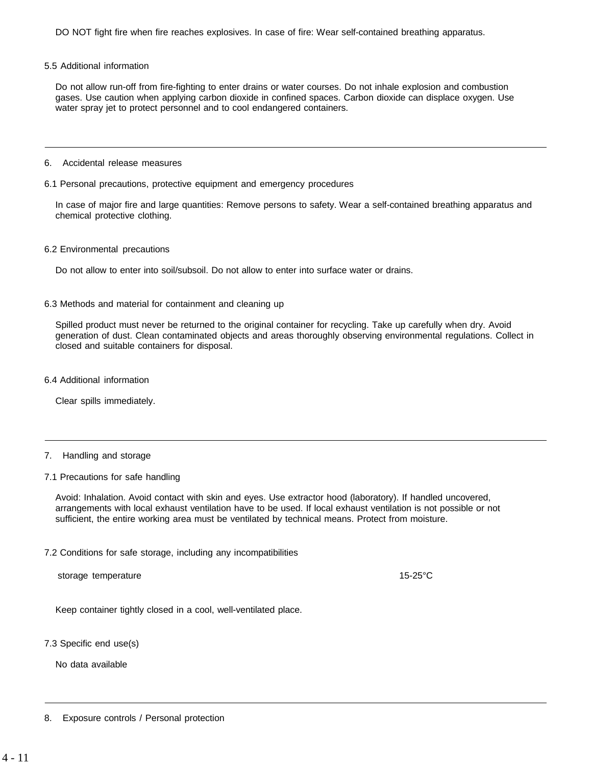DO NOT fight fire when fire reaches explosives. In case of fire: Wear self-contained breathing apparatus.

### 5.5 Additional information

Do not allow run-off from fire-fighting to enter drains or water courses. Do not inhale explosion and combustion gases. Use caution when applying carbon dioxide in confined spaces. Carbon dioxide can displace oxygen. Use water spray jet to protect personnel and to cool endangered containers.

---

## 6. Accidental release measures

### 6.1 Personal precautions, protective equipment and emergency procedures

In case of major fire and large quantities: Remove persons to safety. Wear a self-contained breathing apparatus and chemical protective clothing.

### 6.2 Environmental precautions

Do not allow to enter into soil/subsoil. Do not allow to enter into surface water or drains.

### 6.3 Methods and material for containment and cleaning up

Spilled product must never be returned to the original container for recycling. Take up carefully when dry. Avoid generation of dust. Clean contaminated objects and areas thoroughly observing environmental regulations. Collect in closed and suitable containers for disposal.

### 6.4 Additional information

Clear spills immediately.

---

## 7. Handling and storage

### 7.1 Precautions for safe handling

Avoid: Inhalation. Avoid contact with skin and eyes. Use extractor hood (laboratory). If handled uncovered, arrangements with local exhaust ventilation have to be used. If local exhaust ventilation is not possible or not sufficient, the entire working area must be ventilated by technical means. Protect from moisture.

### 7.2 Conditions for safe storage, including any incompatibilities

| | |
|---|---|
| storage temperature | 15-25°C |

Keep container tightly closed in a cool, well-ventilated place.

### 7.3 Specific end use(s)

No data available

---

## 8. Exposure controls / Personal protection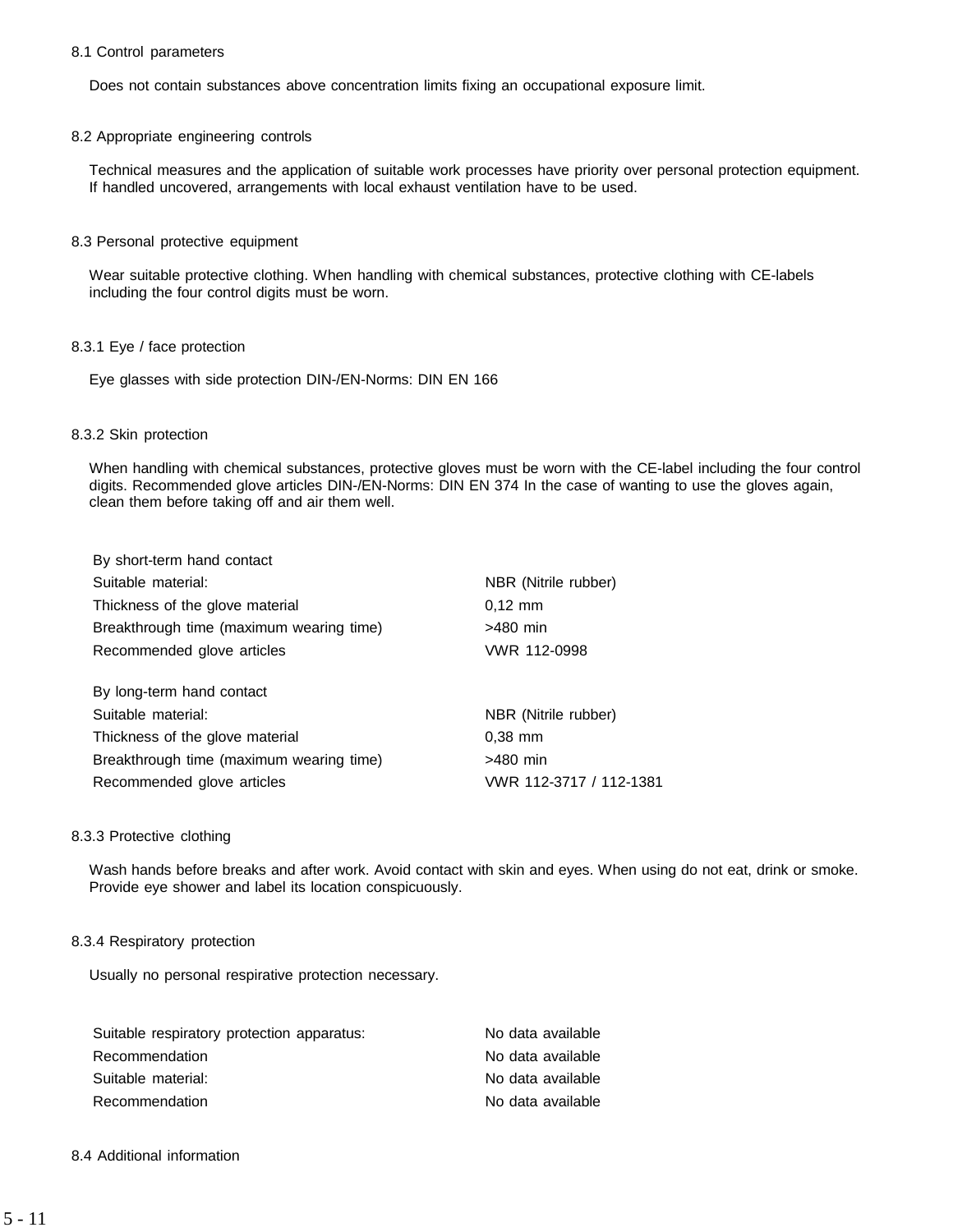### 8.1 Control parameters

Does not contain substances above concentration limits fixing an occupational exposure limit.

### 8.2 Appropriate engineering controls

Technical measures and the application of suitable work processes have priority over personal protection equipment. If handled uncovered, arrangements with local exhaust ventilation have to be used.

### 8.3 Personal protective equipment

Wear suitable protective clothing. When handling with chemical substances, protective clothing with CE-labels including the four control digits must be worn.

#### 8.3.1 Eye / face protection

Eye glasses with side protection DIN-/EN-Norms: DIN EN 166

#### 8.3.2 Skin protection

When handling with chemical substances, protective gloves must be worn with the CE-label including the four control digits. Recommended glove articles DIN-/EN-Norms: DIN EN 374 In the case of wanting to use the gloves again, clean them before taking off and air them well.

| By short-term hand contact | |
|---|---|
| Suitable material: | NBR (Nitrile rubber) |
| Thickness of the glove material | 0,12 mm |
| Breakthrough time (maximum wearing time) | >480 min |
| Recommended glove articles | VWR 112-0998 |

| By long-term hand contact | |
|---|---|
| Suitable material: | NBR (Nitrile rubber) |
| Thickness of the glove material | 0,38 mm |
| Breakthrough time (maximum wearing time) | >480 min |
| Recommended glove articles | VWR 112-3717 / 112-1381 |

#### 8.3.3 Protective clothing

Wash hands before breaks and after work. Avoid contact with skin and eyes. When using do not eat, drink or smoke. Provide eye shower and label its location conspicuously.

#### 8.3.4 Respiratory protection

Usually no personal respirative protection necessary.

| | |
|---|---|
| Suitable respiratory protection apparatus: | No data available |
| Recommendation | No data available |
| Suitable material: | No data available |
| Recommendation | No data available |

### 8.4 Additional information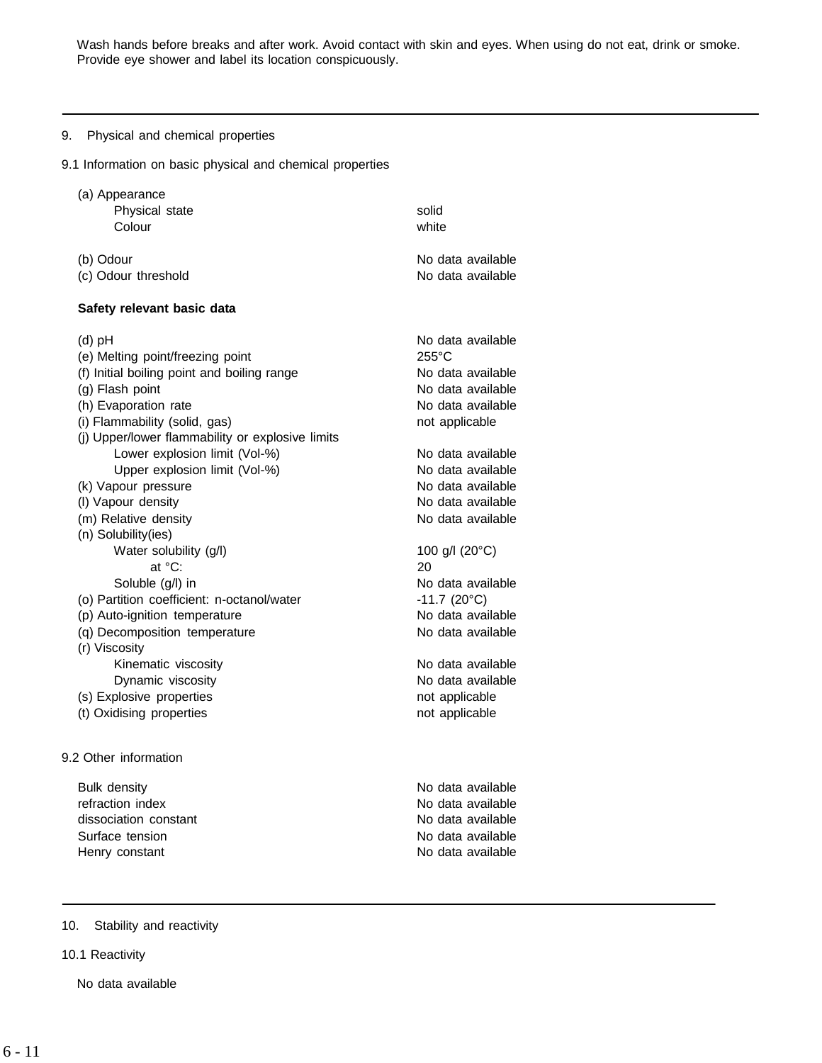Wash hands before breaks and after work. Avoid contact with skin and eyes. When using do not eat, drink or smoke. Provide eye shower and label its location conspicuously.

---

## 9. Physical and chemical properties

### 9.1 Information on basic physical and chemical properties

| Property | Value |
|---|---|
| (a) Appearance | |
| Physical state | solid |
| Colour | white |
| (b) Odour | No data available |
| (c) Odour threshold | No data available |

**Safety relevant basic data**

| Property | Value |
|---|---|
| (d) pH | No data available |
| (e) Melting point/freezing point | 255°C |
| (f) Initial boiling point and boiling range | No data available |
| (g) Flash point | No data available |
| (h) Evaporation rate | No data available |
| (i) Flammability (solid, gas) | not applicable |
| (j) Upper/lower flammability or explosive limits | |
| Lower explosion limit (Vol-%) | No data available |
| Upper explosion limit (Vol-%) | No data available |
| (k) Vapour pressure | No data available |
| (l) Vapour density | No data available |
| (m) Relative density | No data available |
| (n) Solubility(ies) | |
| Water solubility (g/l) | 100 g/l (20°C) |
| at °C: | 20 |
| Soluble (g/l) in | No data available |
| (o) Partition coefficient: n-octanol/water | -11.7 (20°C) |
| (p) Auto-ignition temperature | No data available |
| (q) Decomposition temperature | No data available |
| (r) Viscosity | |
| Kinematic viscosity | No data available |
| Dynamic viscosity | No data available |
| (s) Explosive properties | not applicable |
| (t) Oxidising properties | not applicable |

### 9.2 Other information

| Property | Value |
|---|---|
| Bulk density | No data available |
| refraction index | No data available |
| dissociation constant | No data available |
| Surface tension | No data available |
| Henry constant | No data available |

---

## 10. Stability and reactivity

### 10.1 Reactivity

No data available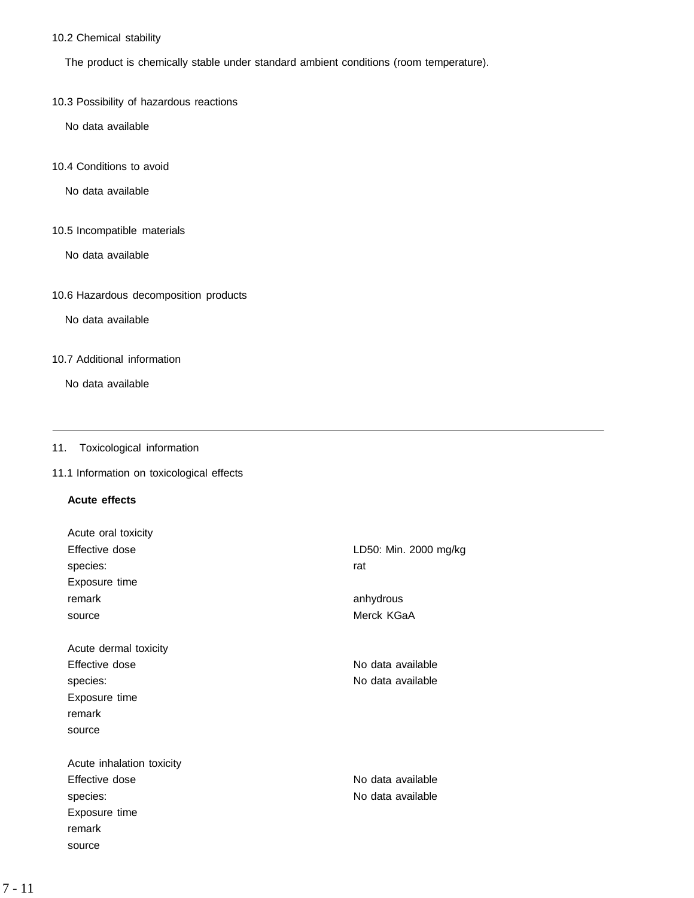10.2 Chemical stability

The product is chemically stable under standard ambient conditions (room temperature).

10.3 Possibility of hazardous reactions

No data available

10.4 Conditions to avoid

No data available

10.5 Incompatible materials

No data available

10.6 Hazardous decomposition products

No data available

10.7 Additional information

No data available

---

## 11. Toxicological information

### 11.1 Information on toxicological effects

**Acute effects**

Acute oral toxicity

| | |
|---|---|
| Effective dose | LD50: Min. 2000 mg/kg |
| species: | rat |
| Exposure time | |
| remark | anhydrous |
| source | Merck KGaA |

Acute dermal toxicity

| | |
|---|---|
| Effective dose | No data available |
| species: | No data available |
| Exposure time | |
| remark | |
| source | |

Acute inhalation toxicity

| | |
|---|---|
| Effective dose | No data available |
| species: | No data available |
| Exposure time | |
| remark | |
| source | |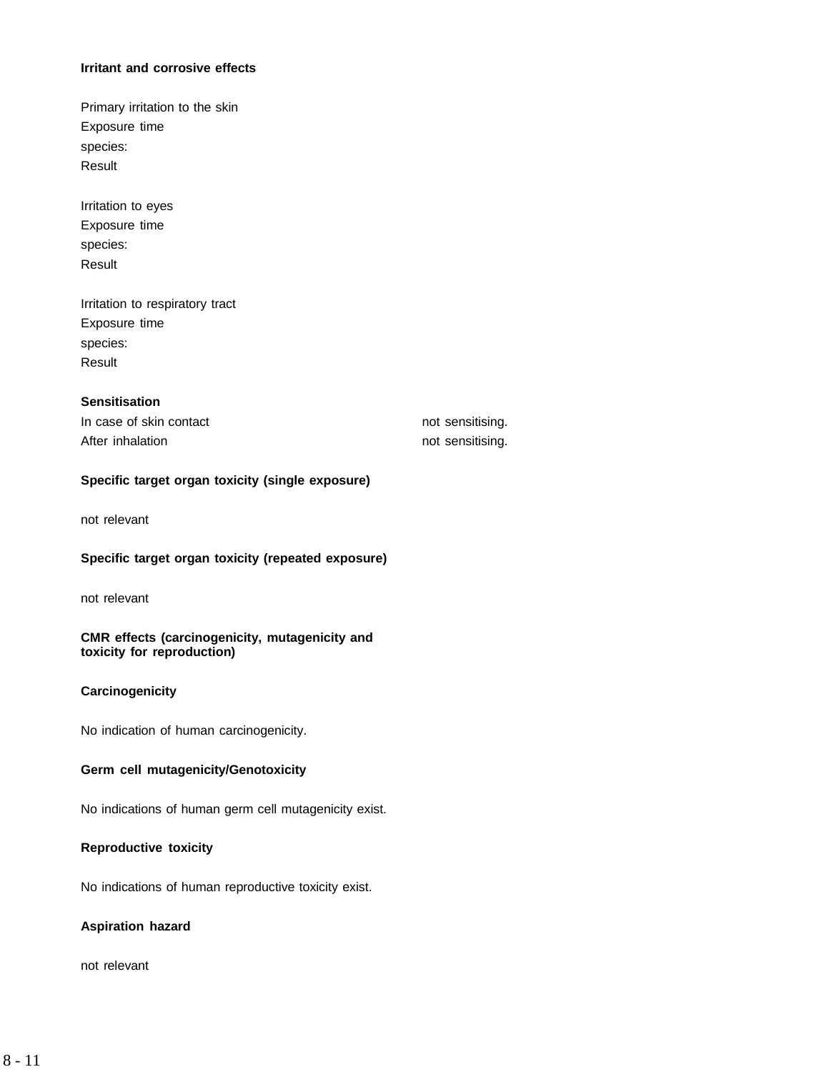**Irritant and corrosive effects**

Primary irritation to the skin
Exposure time
species:
Result

Irritation to eyes
Exposure time
species:
Result

Irritation to respiratory tract
Exposure time
species:
Result

**Sensitisation**

| | |
|---|---|
| In case of skin contact | not sensitising. |
| After inhalation | not sensitising. |

**Specific target organ toxicity (single exposure)**

not relevant

**Specific target organ toxicity (repeated exposure)**

not relevant

**CMR effects (carcinogenicity, mutagenicity and toxicity for reproduction)**

**Carcinogenicity**

No indication of human carcinogenicity.

**Germ cell mutagenicity/Genotoxicity**

No indications of human germ cell mutagenicity exist.

**Reproductive toxicity**

No indications of human reproductive toxicity exist.

**Aspiration hazard**

not relevant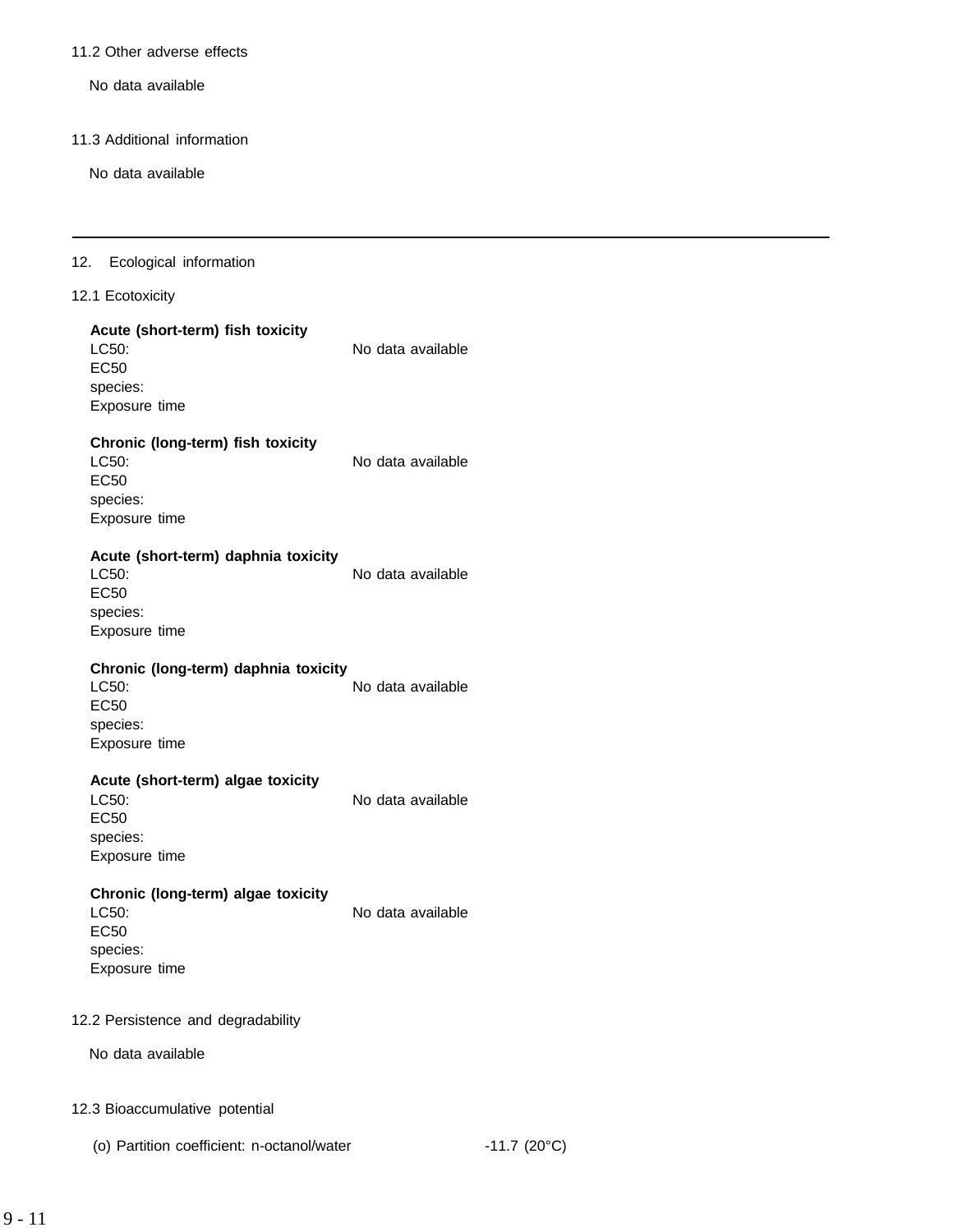11.2 Other adverse effects

No data available

11.3 Additional information

No data available

---

## 12. Ecological information

### 12.1 Ecotoxicity

**Acute (short-term) fish toxicity**

LC50: No data available
EC50
species:
Exposure time

**Chronic (long-term) fish toxicity**

LC50: No data available
EC50
species:
Exposure time

**Acute (short-term) daphnia toxicity**

LC50: No data available
EC50
species:
Exposure time

**Chronic (long-term) daphnia toxicity**

LC50: No data available
EC50
species:
Exposure time

**Acute (short-term) algae toxicity**

LC50: No data available
EC50
species:
Exposure time

**Chronic (long-term) algae toxicity**

LC50: No data available
EC50
species:
Exposure time

### 12.2 Persistence and degradability

No data available

### 12.3 Bioaccumulative potential

(o) Partition coefficient: n-octanol/water -11.7 (20°C)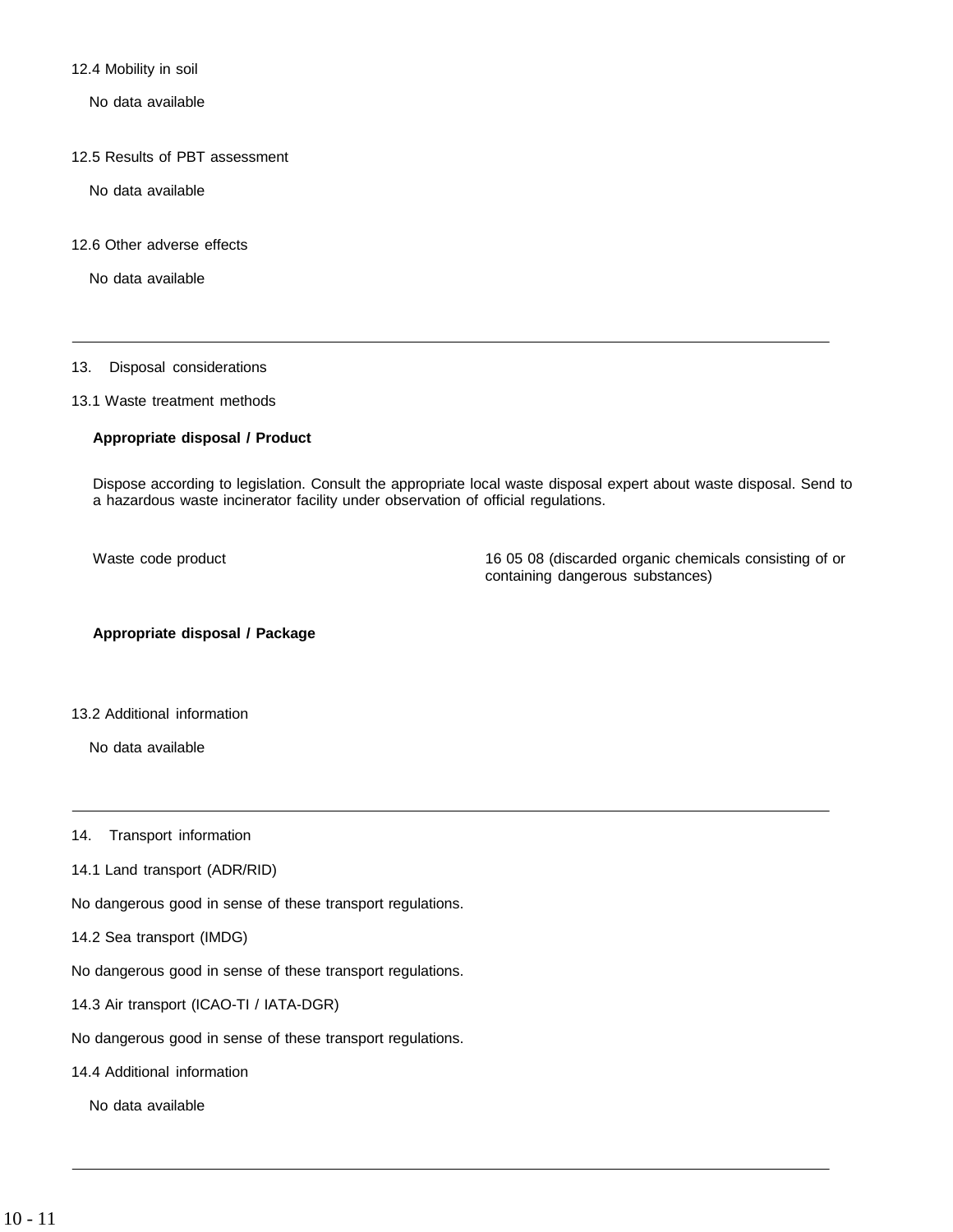### 12.4 Mobility in soil

No data available

### 12.5 Results of PBT assessment

No data available

### 12.6 Other adverse effects

No data available

---

## 13. Disposal considerations

### 13.1 Waste treatment methods

**Appropriate disposal / Product**

Dispose according to legislation. Consult the appropriate local waste disposal expert about waste disposal. Send to a hazardous waste incinerator facility under observation of official regulations.

| Waste code product | 16 05 08 (discarded organic chemicals consisting of or containing dangerous substances) |
|---|---|

**Appropriate disposal / Package**

### 13.2 Additional information

No data available

---

## 14. Transport information

### 14.1 Land transport (ADR/RID)

No dangerous good in sense of these transport regulations.

### 14.2 Sea transport (IMDG)

No dangerous good in sense of these transport regulations.

### 14.3 Air transport (ICAO-TI / IATA-DGR)

No dangerous good in sense of these transport regulations.

### 14.4 Additional information

No data available

---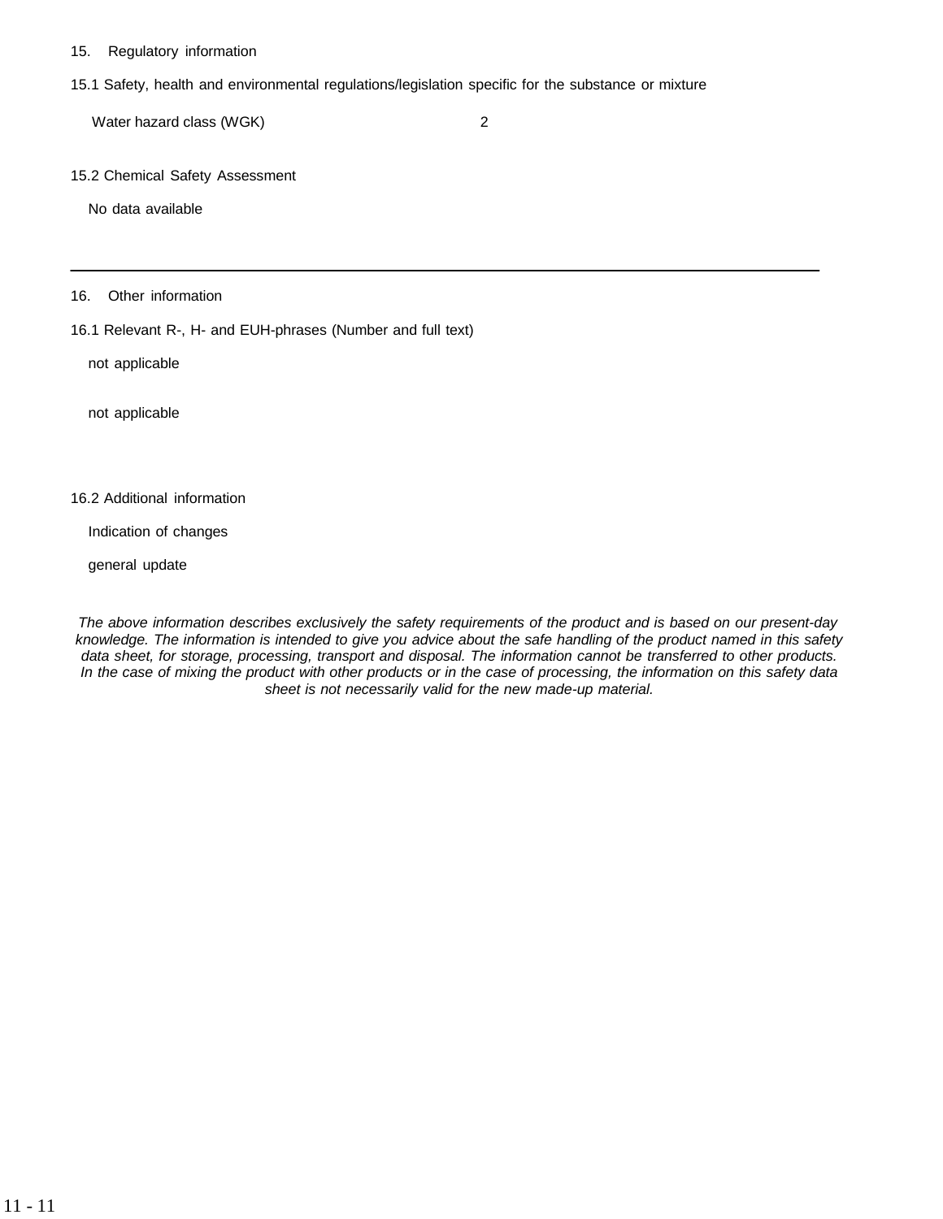## 15. Regulatory information

### 15.1 Safety, health and environmental regulations/legislation specific for the substance or mixture

| | |
|---|---|
| Water hazard class (WGK) | 2 |

### 15.2 Chemical Safety Assessment

No data available

---

## 16. Other information

### 16.1 Relevant R-, H- and EUH-phrases (Number and full text)

not applicable

not applicable

### 16.2 Additional information

Indication of changes

general update

*The above information describes exclusively the safety requirements of the product and is based on our present-day knowledge. The information is intended to give you advice about the safe handling of the product named in this safety data sheet, for storage, processing, transport and disposal. The information cannot be transferred to other products. In the case of mixing the product with other products or in the case of processing, the information on this safety data sheet is not necessarily valid for the new made-up material.*